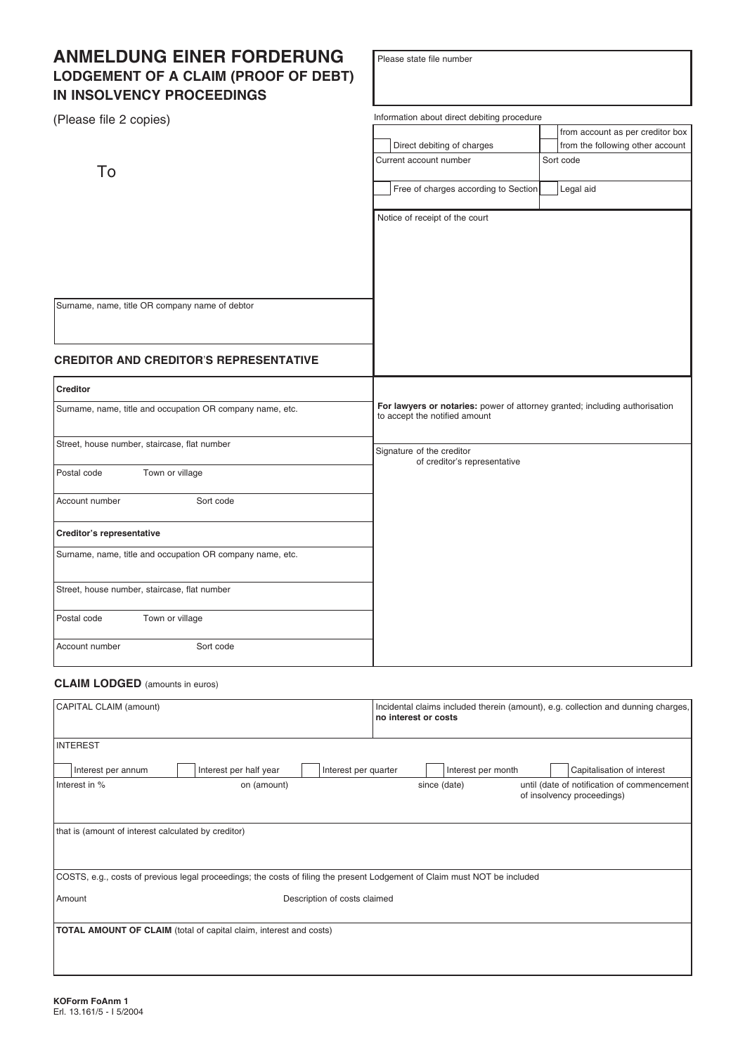# ANMELDUNG EINER FORDERUNG

## LODGEMENT OF A CLAIM (PROOF OF DEBT) IN INSOLVENCY PROCEEDINGS

(Please file 2 copies)

Please state file number

To

Information about direct debiting procedure

| | |
|---|---|
| ☐ Direct debiting of charges | ☐ from account as per creditor box ☐ from the following other account |
| Current account number | Sort code |
| ☐ Free of charges according to Section | ☐ Legal aid |

Notice of receipt of the court

Surname, name, title OR company name of debtor

### CREDITOR AND CREDITOR'S REPRESENTATIVE

**Creditor**

| | |
|---|---|
| Surname, name, title and occupation OR company name, etc. | |
| Street, house number, staircase, flat number | |
| Postal code | Town or village |
| Account number | Sort code |

**Creditor's representative**

| | |
|---|---|
| Surname, name, title and occupation OR company name, etc. | |
| Street, house number, staircase, flat number | |
| Postal code | Town or village |
| Account number | Sort code |

**For lawyers or notaries:** power of attorney granted; including authorisation to accept the notified amount

Signature of the creditor
of creditor's representative

### CLAIM LODGED (amounts in euros)

| CAPITAL CLAIM (amount) | Incidental claims included therein (amount), e.g. collection and dunning charges, **no interest or costs** |
|---|---|

**INTEREST**

☐ Interest per annum ☐ Interest per half year ☐ Interest per quarter ☐ Interest per month ☐ Capitalisation of interest

| Interest in % | on (amount) | since (date) | until (date of notification of commencement of insolvency proceedings) |
|---|---|---|---|

that is (amount of interest calculated by creditor)

COSTS, e.g., costs of previous legal proceedings; the costs of filing the present Lodgement of Claim must NOT be included

| Amount | Description of costs claimed |
|---|---|

**TOTAL AMOUNT OF CLAIM** (total of capital claim, interest and costs)

**KOForm FoAnm 1**
Erl. 13.161/5 - I 5/2004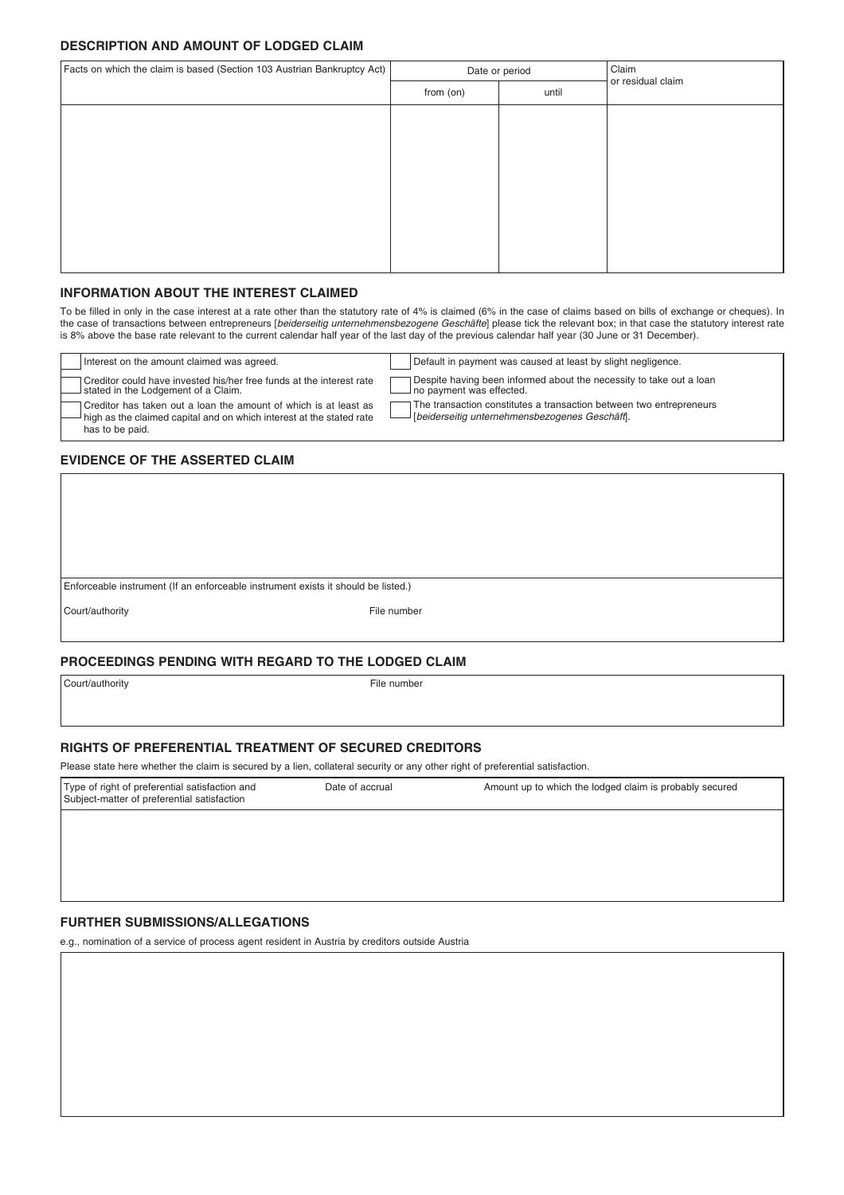## DESCRIPTION AND AMOUNT OF LODGED CLAIM

| Facts on which the claim is based (Section 103 Austrian Bankruptcy Act) | Date or period | | Claim or residual claim |
|---|---|---|---|
| | from (on) | until | |
| | | | |

## INFORMATION ABOUT THE INTEREST CLAIMED

To be filled in only in the case interest at a rate other than the statutory rate of 4% is claimed (6% in the case of claims based on bills of exchange or cheques). In the case of transactions between entrepreneurs [*beiderseitig unternehmensbezogene Geschäfte*] please tick the relevant box; in that case the statutory interest rate is 8% above the base rate relevant to the current calendar half year of the last day of the previous calendar half year (30 June or 31 December).

- ☐ Interest on the amount claimed was agreed.
- ☐ Creditor could have invested his/her free funds at the interest rate stated in the Lodgement of a Claim.
- ☐ Creditor has taken out a loan the amount of which is at least as high as the claimed capital and on which interest at the stated rate has to be paid.
- ☐ Default in payment was caused at least by slight negligence.
- ☐ Despite having been informed about the necessity to take out a loan no payment was effected.
- ☐ The transaction constitutes a transaction between two entrepreneurs [*beiderseitig unternehmensbezogenes Geschäft*].

## EVIDENCE OF THE ASSERTED CLAIM

Enforceable instrument (If an enforceable instrument exists it should be listed.)

Court/authority File number

## PROCEEDINGS PENDING WITH REGARD TO THE LODGED CLAIM

Court/authority File number

## RIGHTS OF PREFERENTIAL TREATMENT OF SECURED CREDITORS

Please state here whether the claim is secured by a lien, collateral security or any other right of preferential satisfaction.

| Type of right of preferential satisfaction and Subject-matter of preferential satisfaction | Date of accrual | Amount up to which the lodged claim is probably secured |
|---|---|---|
| | | |

## FURTHER SUBMISSIONS/ALLEGATIONS

e.g., nomination of a service of process agent resident in Austria by creditors outside Austria